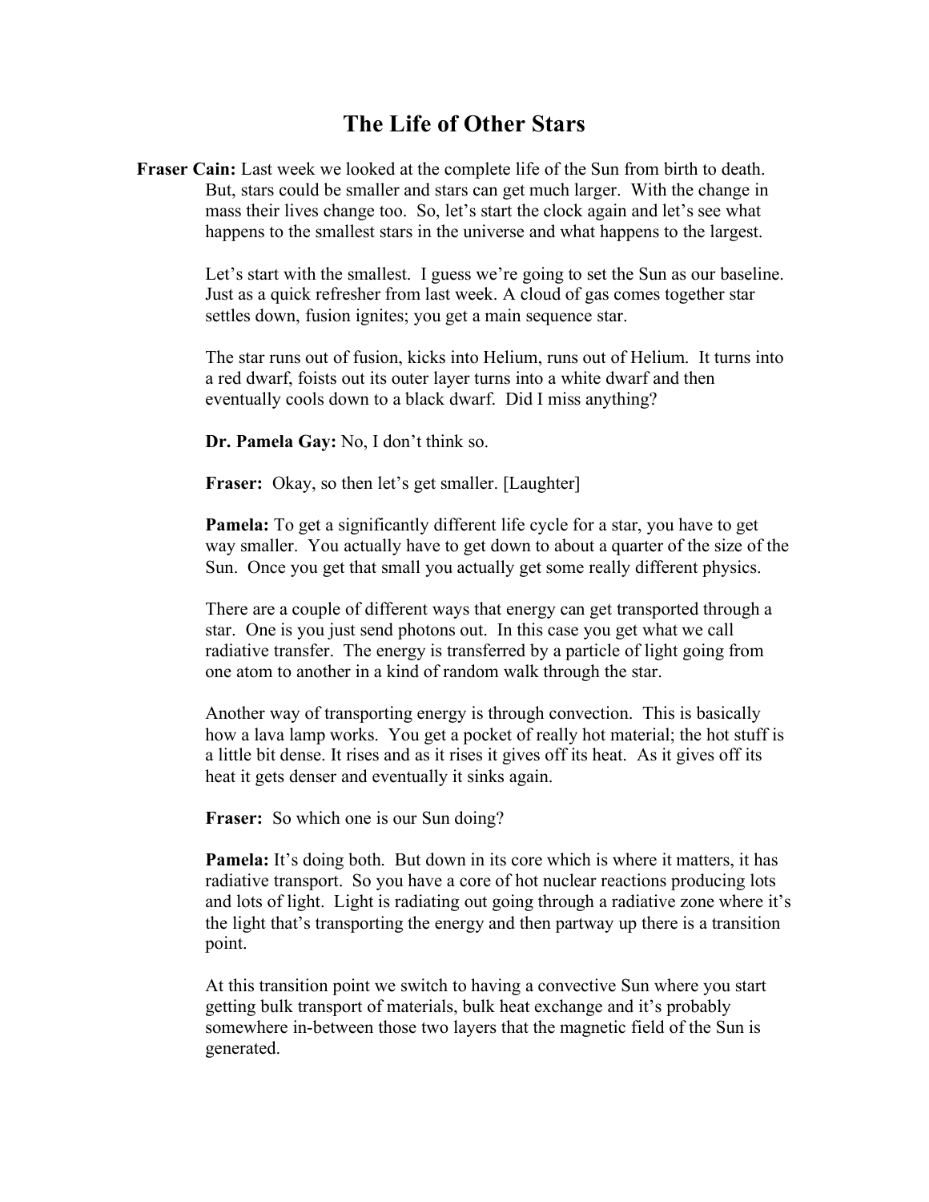# The Life of Other Stars

**Fraser Cain:** Last week we looked at the complete life of the Sun from birth to death. But, stars could be smaller and stars can get much larger. With the change in mass their lives change too. So, let's start the clock again and let's see what happens to the smallest stars in the universe and what happens to the largest.

Let's start with the smallest. I guess we're going to set the Sun as our baseline. Just as a quick refresher from last week. A cloud of gas comes together star settles down, fusion ignites; you get a main sequence star.

The star runs out of fusion, kicks into Helium, runs out of Helium. It turns into a red dwarf, foists out its outer layer turns into a white dwarf and then eventually cools down to a black dwarf. Did I miss anything?

**Dr. Pamela Gay:** No, I don't think so.

**Fraser:** Okay, so then let's get smaller. [Laughter]

**Pamela:** To get a significantly different life cycle for a star, you have to get way smaller. You actually have to get down to about a quarter of the size of the Sun. Once you get that small you actually get some really different physics.

There are a couple of different ways that energy can get transported through a star. One is you just send photons out. In this case you get what we call radiative transfer. The energy is transferred by a particle of light going from one atom to another in a kind of random walk through the star.

Another way of transporting energy is through convection. This is basically how a lava lamp works. You get a pocket of really hot material; the hot stuff is a little bit dense. It rises and as it rises it gives off its heat. As it gives off its heat it gets denser and eventually it sinks again.

**Fraser:** So which one is our Sun doing?

**Pamela:** It's doing both. But down in its core which is where it matters, it has radiative transport. So you have a core of hot nuclear reactions producing lots and lots of light. Light is radiating out going through a radiative zone where it's the light that's transporting the energy and then partway up there is a transition point.

At this transition point we switch to having a convective Sun where you start getting bulk transport of materials, bulk heat exchange and it's probably somewhere in-between those two layers that the magnetic field of the Sun is generated.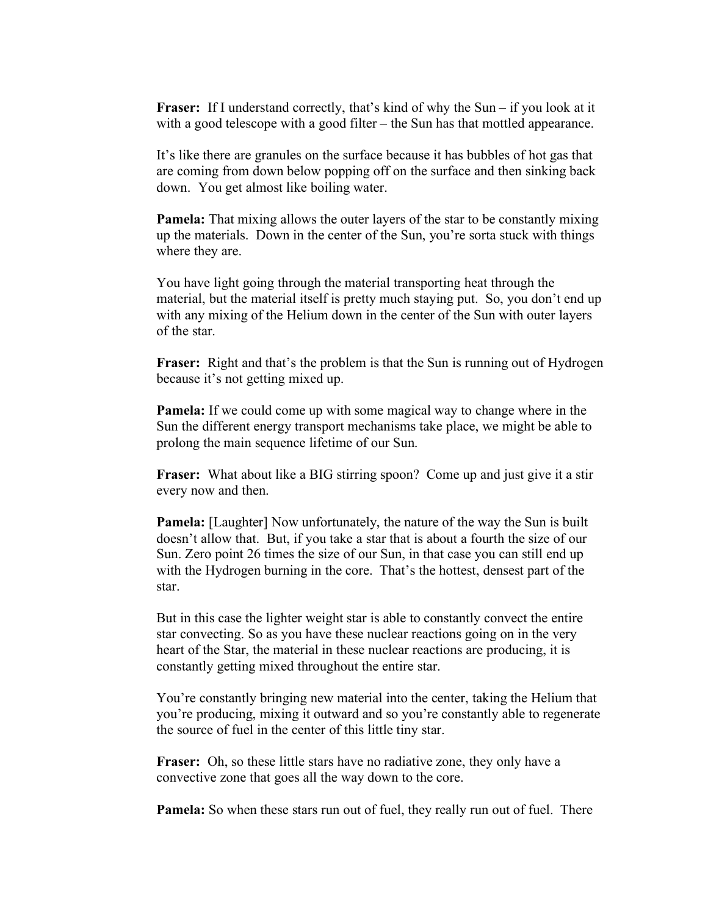**Fraser:** If I understand correctly, that's kind of why the Sun – if you look at it with a good telescope with a good filter – the Sun has that mottled appearance.

It's like there are granules on the surface because it has bubbles of hot gas that are coming from down below popping off on the surface and then sinking back down. You get almost like boiling water.

**Pamela:** That mixing allows the outer layers of the star to be constantly mixing up the materials. Down in the center of the Sun, you're sorta stuck with things where they are.

You have light going through the material transporting heat through the material, but the material itself is pretty much staying put. So, you don't end up with any mixing of the Helium down in the center of the Sun with outer layers of the star.

**Fraser:** Right and that's the problem is that the Sun is running out of Hydrogen because it's not getting mixed up.

**Pamela:** If we could come up with some magical way to change where in the Sun the different energy transport mechanisms take place, we might be able to prolong the main sequence lifetime of our Sun.

**Fraser:** What about like a BIG stirring spoon? Come up and just give it a stir every now and then.

**Pamela:** [Laughter] Now unfortunately, the nature of the way the Sun is built doesn't allow that. But, if you take a star that is about a fourth the size of our Sun. Zero point 26 times the size of our Sun, in that case you can still end up with the Hydrogen burning in the core. That's the hottest, densest part of the star.

But in this case the lighter weight star is able to constantly convect the entire star convecting. So as you have these nuclear reactions going on in the very heart of the Star, the material in these nuclear reactions are producing, it is constantly getting mixed throughout the entire star.

You're constantly bringing new material into the center, taking the Helium that you're producing, mixing it outward and so you're constantly able to regenerate the source of fuel in the center of this little tiny star.

**Fraser:** Oh, so these little stars have no radiative zone, they only have a convective zone that goes all the way down to the core.

**Pamela:** So when these stars run out of fuel, they really run out of fuel. There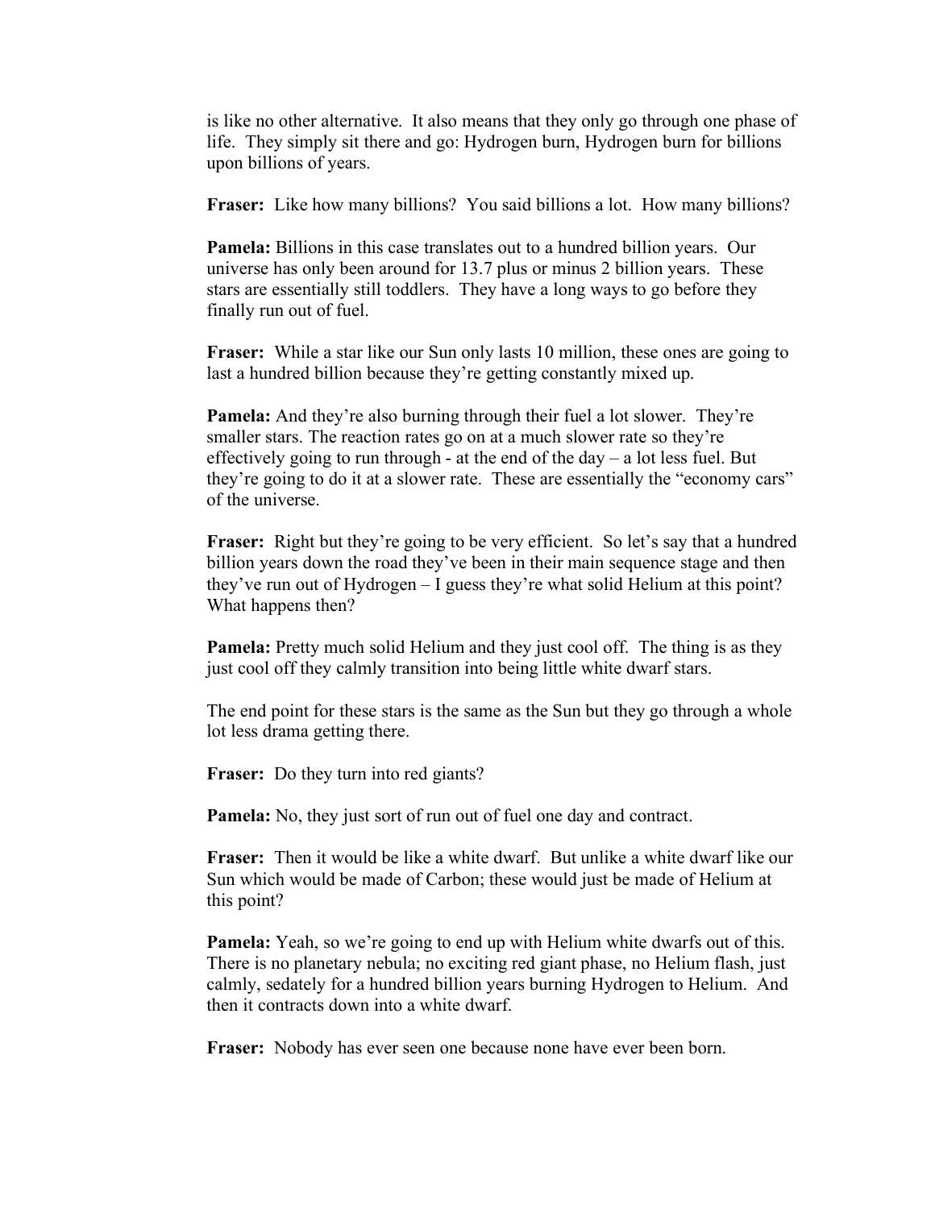is like no other alternative. It also means that they only go through one phase of life. They simply sit there and go: Hydrogen burn, Hydrogen burn for billions upon billions of years.

**Fraser:** Like how many billions? You said billions a lot. How many billions?

**Pamela:** Billions in this case translates out to a hundred billion years. Our universe has only been around for 13.7 plus or minus 2 billion years. These stars are essentially still toddlers. They have a long ways to go before they finally run out of fuel.

**Fraser:** While a star like our Sun only lasts 10 million, these ones are going to last a hundred billion because they're getting constantly mixed up.

**Pamela:** And they're also burning through their fuel a lot slower. They're smaller stars. The reaction rates go on at a much slower rate so they're effectively going to run through - at the end of the day – a lot less fuel. But they're going to do it at a slower rate. These are essentially the "economy cars" of the universe.

**Fraser:** Right but they're going to be very efficient. So let's say that a hundred billion years down the road they've been in their main sequence stage and then they've run out of Hydrogen – I guess they're what solid Helium at this point? What happens then?

**Pamela:** Pretty much solid Helium and they just cool off. The thing is as they just cool off they calmly transition into being little white dwarf stars.

The end point for these stars is the same as the Sun but they go through a whole lot less drama getting there.

**Fraser:** Do they turn into red giants?

**Pamela:** No, they just sort of run out of fuel one day and contract.

**Fraser:** Then it would be like a white dwarf. But unlike a white dwarf like our Sun which would be made of Carbon; these would just be made of Helium at this point?

**Pamela:** Yeah, so we're going to end up with Helium white dwarfs out of this. There is no planetary nebula; no exciting red giant phase, no Helium flash, just calmly, sedately for a hundred billion years burning Hydrogen to Helium. And then it contracts down into a white dwarf.

**Fraser:** Nobody has ever seen one because none have ever been born.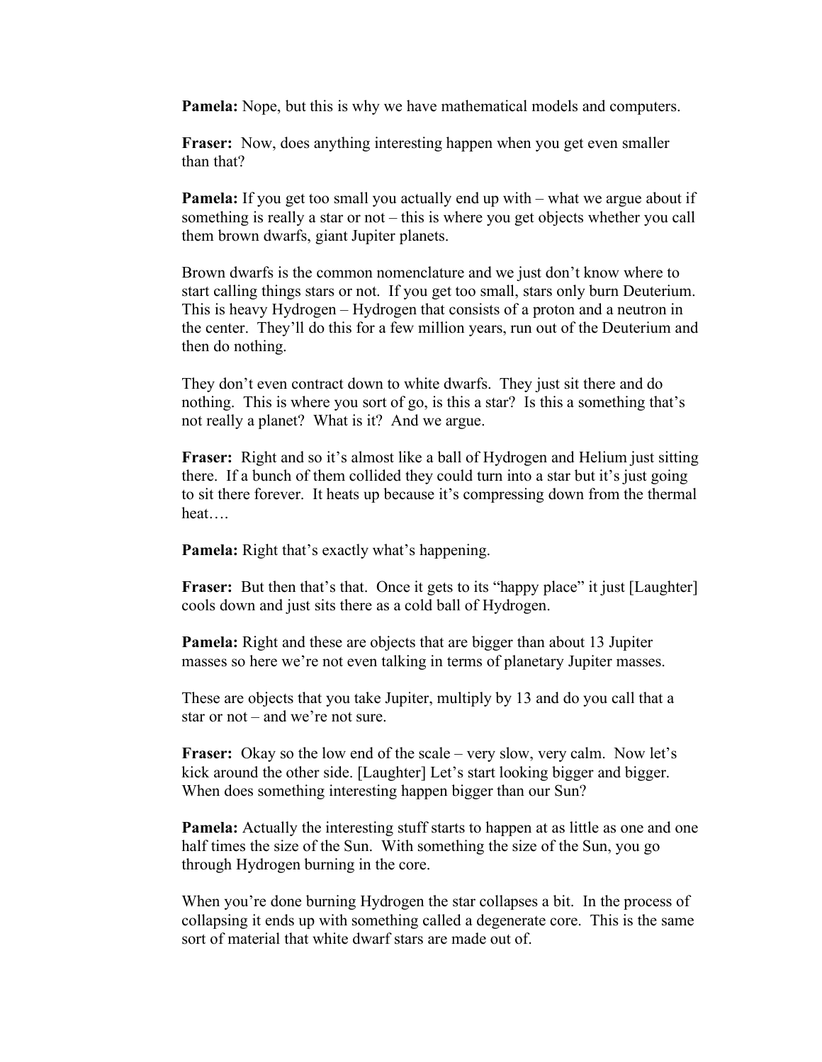**Pamela:** Nope, but this is why we have mathematical models and computers.

**Fraser:** Now, does anything interesting happen when you get even smaller than that?

**Pamela:** If you get too small you actually end up with – what we argue about if something is really a star or not – this is where you get objects whether you call them brown dwarfs, giant Jupiter planets.

Brown dwarfs is the common nomenclature and we just don't know where to start calling things stars or not. If you get too small, stars only burn Deuterium. This is heavy Hydrogen – Hydrogen that consists of a proton and a neutron in the center. They'll do this for a few million years, run out of the Deuterium and then do nothing.

They don't even contract down to white dwarfs. They just sit there and do nothing. This is where you sort of go, is this a star? Is this a something that's not really a planet? What is it? And we argue.

**Fraser:** Right and so it's almost like a ball of Hydrogen and Helium just sitting there. If a bunch of them collided they could turn into a star but it's just going to sit there forever. It heats up because it's compressing down from the thermal heat….

**Pamela:** Right that's exactly what's happening.

**Fraser:** But then that's that. Once it gets to its "happy place" it just [Laughter] cools down and just sits there as a cold ball of Hydrogen.

**Pamela:** Right and these are objects that are bigger than about 13 Jupiter masses so here we're not even talking in terms of planetary Jupiter masses.

These are objects that you take Jupiter, multiply by 13 and do you call that a star or not – and we're not sure.

**Fraser:** Okay so the low end of the scale – very slow, very calm. Now let's kick around the other side. [Laughter] Let's start looking bigger and bigger. When does something interesting happen bigger than our Sun?

**Pamela:** Actually the interesting stuff starts to happen at as little as one and one half times the size of the Sun. With something the size of the Sun, you go through Hydrogen burning in the core.

When you're done burning Hydrogen the star collapses a bit. In the process of collapsing it ends up with something called a degenerate core. This is the same sort of material that white dwarf stars are made out of.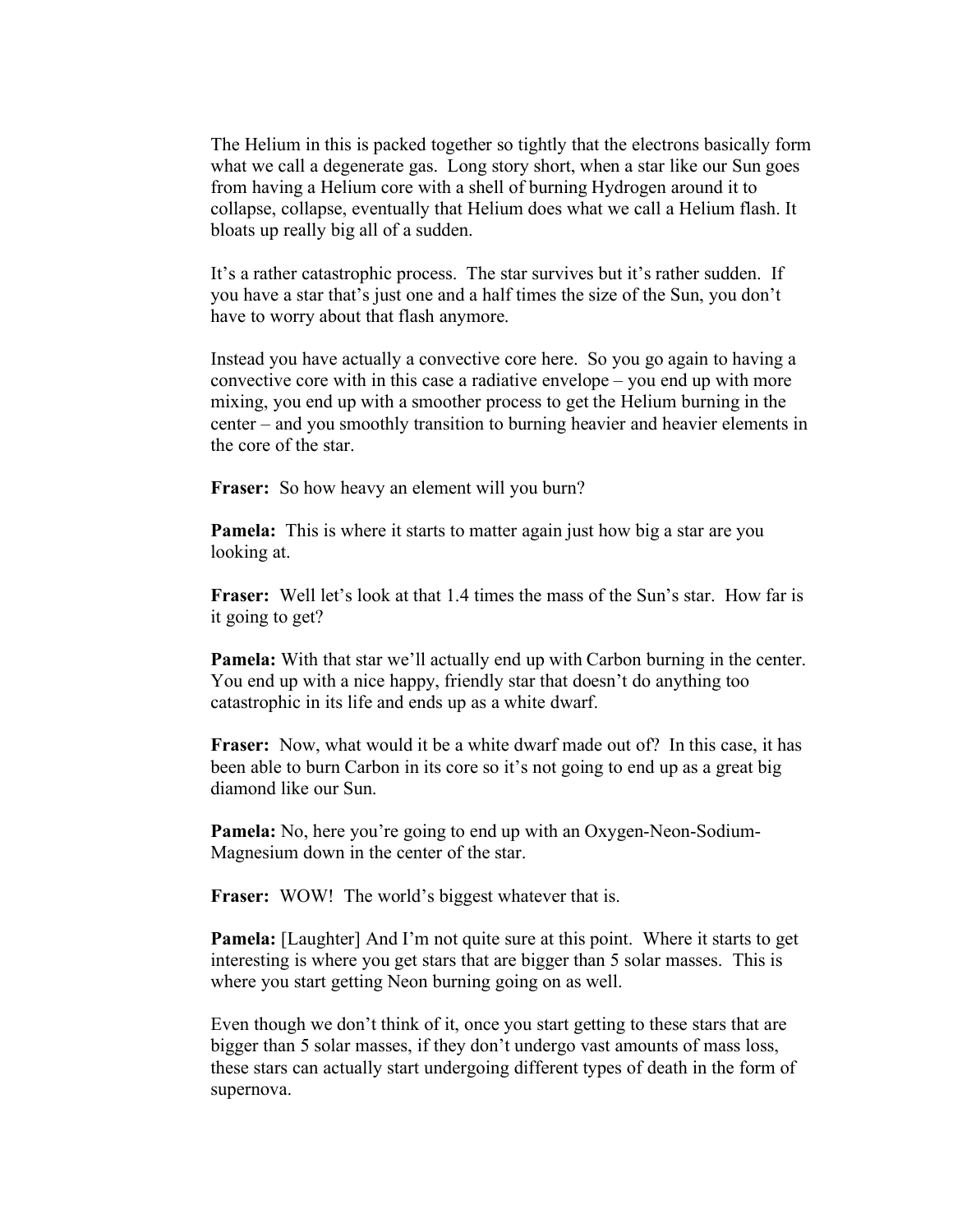The Helium in this is packed together so tightly that the electrons basically form what we call a degenerate gas. Long story short, when a star like our Sun goes from having a Helium core with a shell of burning Hydrogen around it to collapse, collapse, eventually that Helium does what we call a Helium flash. It bloats up really big all of a sudden.

It's a rather catastrophic process. The star survives but it's rather sudden. If you have a star that's just one and a half times the size of the Sun, you don't have to worry about that flash anymore.

Instead you have actually a convective core here. So you go again to having a convective core with in this case a radiative envelope – you end up with more mixing, you end up with a smoother process to get the Helium burning in the center – and you smoothly transition to burning heavier and heavier elements in the core of the star.

**Fraser:** So how heavy an element will you burn?

**Pamela:** This is where it starts to matter again just how big a star are you looking at.

**Fraser:** Well let's look at that 1.4 times the mass of the Sun's star. How far is it going to get?

**Pamela:** With that star we'll actually end up with Carbon burning in the center. You end up with a nice happy, friendly star that doesn't do anything too catastrophic in its life and ends up as a white dwarf.

**Fraser:** Now, what would it be a white dwarf made out of? In this case, it has been able to burn Carbon in its core so it's not going to end up as a great big diamond like our Sun.

**Pamela:** No, here you're going to end up with an Oxygen-Neon-Sodium-Magnesium down in the center of the star.

**Fraser:** WOW! The world's biggest whatever that is.

**Pamela:** [Laughter] And I'm not quite sure at this point. Where it starts to get interesting is where you get stars that are bigger than 5 solar masses. This is where you start getting Neon burning going on as well.

Even though we don't think of it, once you start getting to these stars that are bigger than 5 solar masses, if they don't undergo vast amounts of mass loss, these stars can actually start undergoing different types of death in the form of supernova.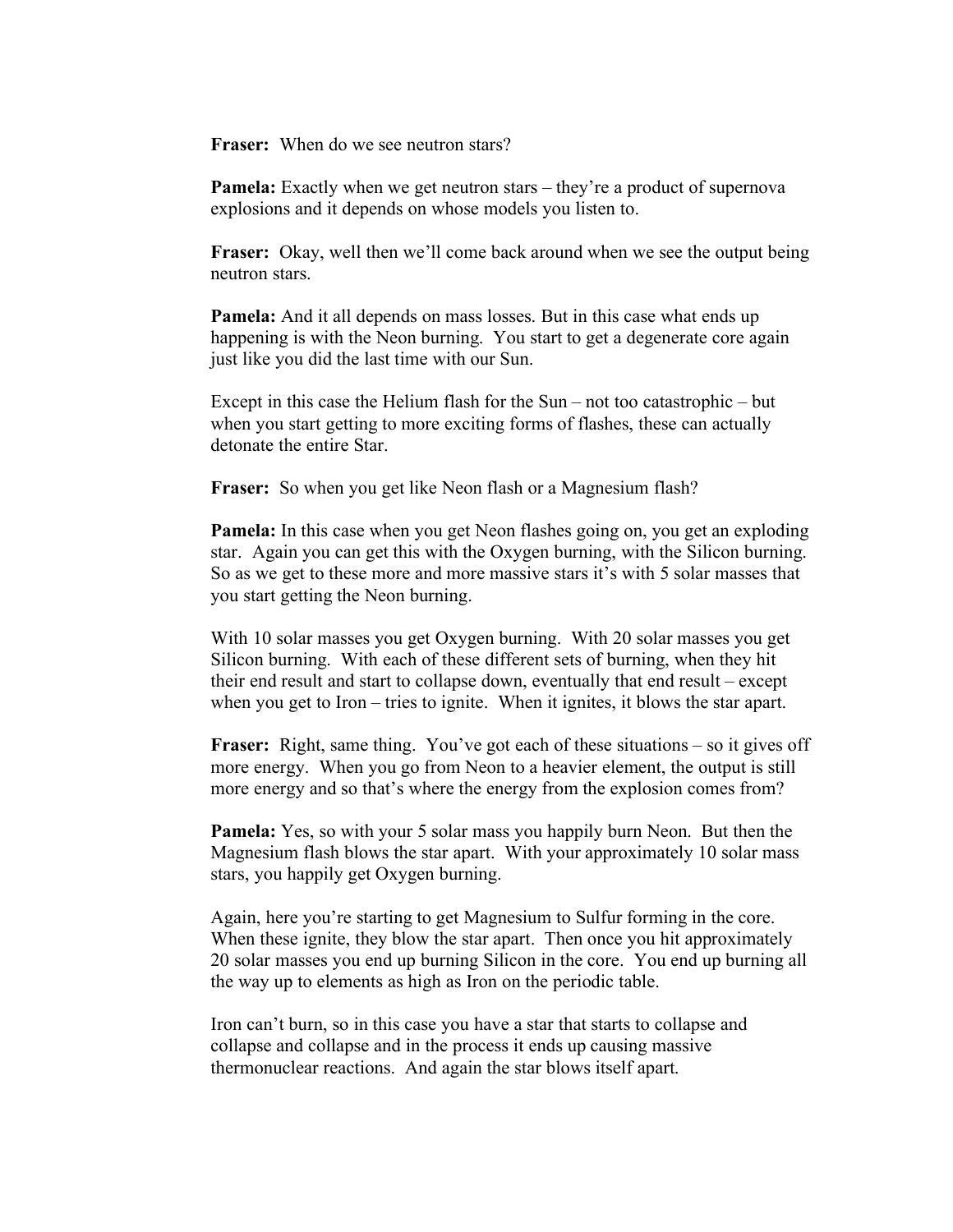**Fraser:** When do we see neutron stars?

**Pamela:** Exactly when we get neutron stars – they're a product of supernova explosions and it depends on whose models you listen to.

**Fraser:** Okay, well then we'll come back around when we see the output being neutron stars.

**Pamela:** And it all depends on mass losses. But in this case what ends up happening is with the Neon burning. You start to get a degenerate core again just like you did the last time with our Sun.

Except in this case the Helium flash for the Sun – not too catastrophic – but when you start getting to more exciting forms of flashes, these can actually detonate the entire Star.

**Fraser:** So when you get like Neon flash or a Magnesium flash?

**Pamela:** In this case when you get Neon flashes going on, you get an exploding star. Again you can get this with the Oxygen burning, with the Silicon burning. So as we get to these more and more massive stars it's with 5 solar masses that you start getting the Neon burning.

With 10 solar masses you get Oxygen burning. With 20 solar masses you get Silicon burning. With each of these different sets of burning, when they hit their end result and start to collapse down, eventually that end result – except when you get to Iron – tries to ignite. When it ignites, it blows the star apart.

**Fraser:** Right, same thing. You've got each of these situations – so it gives off more energy. When you go from Neon to a heavier element, the output is still more energy and so that's where the energy from the explosion comes from?

**Pamela:** Yes, so with your 5 solar mass you happily burn Neon. But then the Magnesium flash blows the star apart. With your approximately 10 solar mass stars, you happily get Oxygen burning.

Again, here you're starting to get Magnesium to Sulfur forming in the core. When these ignite, they blow the star apart. Then once you hit approximately 20 solar masses you end up burning Silicon in the core. You end up burning all the way up to elements as high as Iron on the periodic table.

Iron can't burn, so in this case you have a star that starts to collapse and collapse and collapse and in the process it ends up causing massive thermonuclear reactions. And again the star blows itself apart.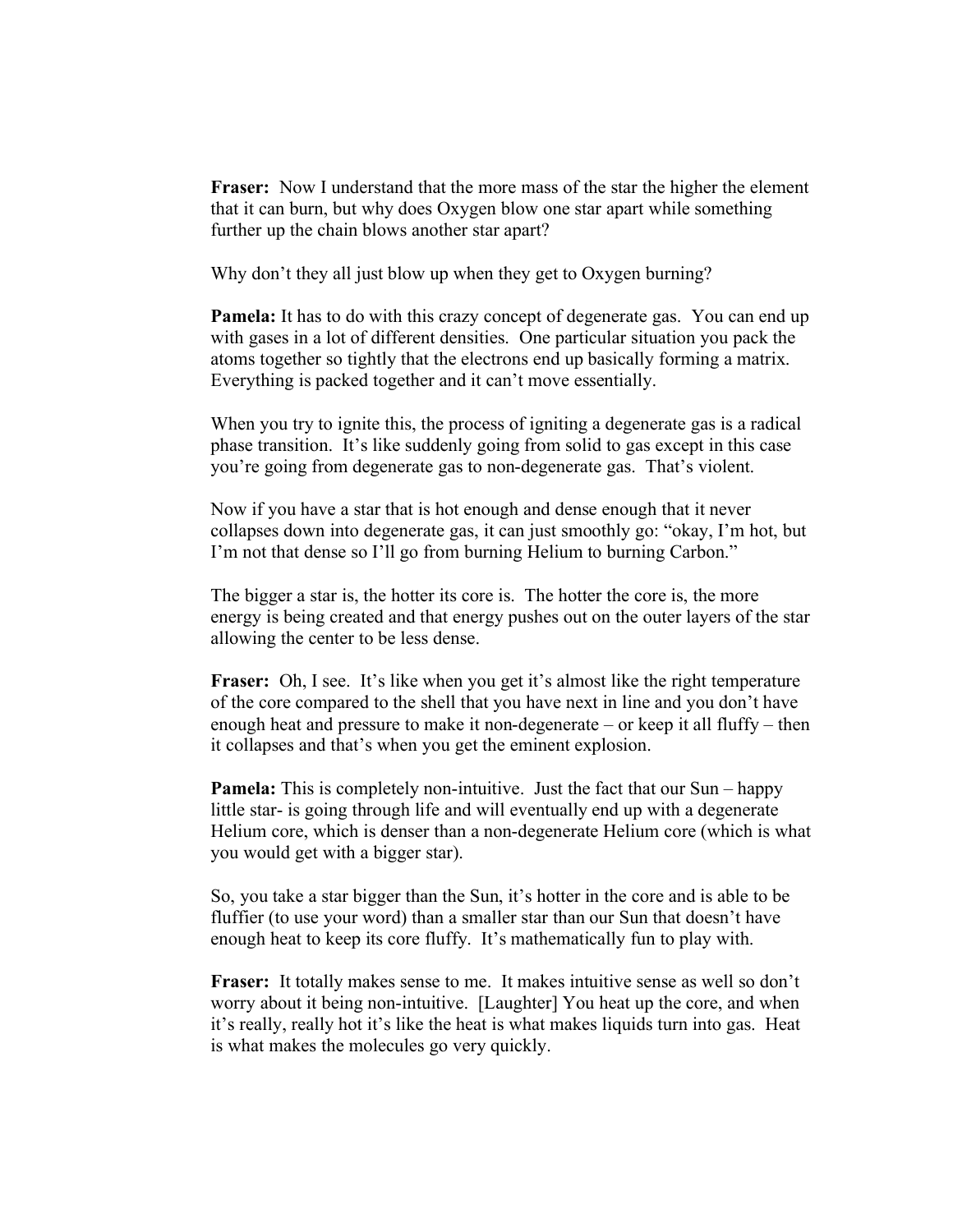**Fraser:** Now I understand that the more mass of the star the higher the element that it can burn, but why does Oxygen blow one star apart while something further up the chain blows another star apart?

Why don't they all just blow up when they get to Oxygen burning?

**Pamela:** It has to do with this crazy concept of degenerate gas. You can end up with gases in a lot of different densities. One particular situation you pack the atoms together so tightly that the electrons end up basically forming a matrix. Everything is packed together and it can't move essentially.

When you try to ignite this, the process of igniting a degenerate gas is a radical phase transition. It's like suddenly going from solid to gas except in this case you're going from degenerate gas to non-degenerate gas. That's violent.

Now if you have a star that is hot enough and dense enough that it never collapses down into degenerate gas, it can just smoothly go: "okay, I'm hot, but I'm not that dense so I'll go from burning Helium to burning Carbon."

The bigger a star is, the hotter its core is. The hotter the core is, the more energy is being created and that energy pushes out on the outer layers of the star allowing the center to be less dense.

**Fraser:** Oh, I see. It's like when you get it's almost like the right temperature of the core compared to the shell that you have next in line and you don't have enough heat and pressure to make it non-degenerate – or keep it all fluffy – then it collapses and that's when you get the eminent explosion.

**Pamela:** This is completely non-intuitive. Just the fact that our Sun – happy little star- is going through life and will eventually end up with a degenerate Helium core, which is denser than a non-degenerate Helium core (which is what you would get with a bigger star).

So, you take a star bigger than the Sun, it's hotter in the core and is able to be fluffier (to use your word) than a smaller star than our Sun that doesn't have enough heat to keep its core fluffy. It's mathematically fun to play with.

**Fraser:** It totally makes sense to me. It makes intuitive sense as well so don't worry about it being non-intuitive. [Laughter] You heat up the core, and when it's really, really hot it's like the heat is what makes liquids turn into gas. Heat is what makes the molecules go very quickly.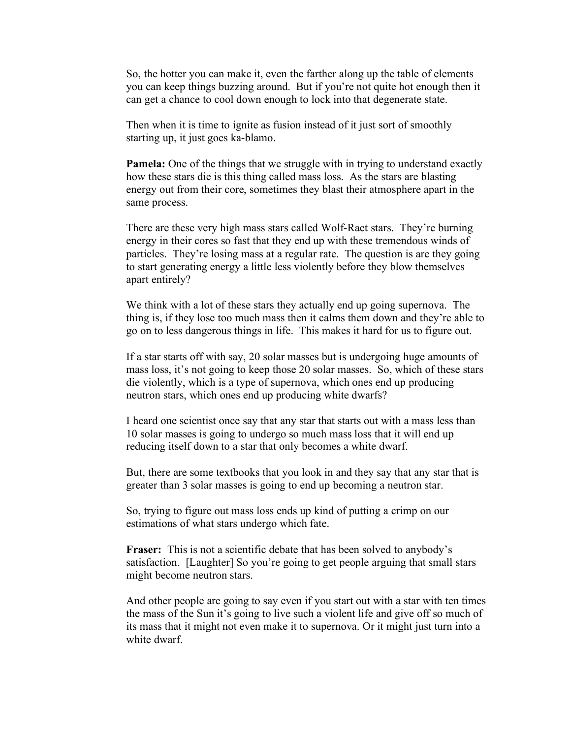So, the hotter you can make it, even the farther along up the table of elements you can keep things buzzing around. But if you're not quite hot enough then it can get a chance to cool down enough to lock into that degenerate state.

Then when it is time to ignite as fusion instead of it just sort of smoothly starting up, it just goes ka-blamo.

**Pamela:** One of the things that we struggle with in trying to understand exactly how these stars die is this thing called mass loss. As the stars are blasting energy out from their core, sometimes they blast their atmosphere apart in the same process.

There are these very high mass stars called Wolf-Raet stars. They're burning energy in their cores so fast that they end up with these tremendous winds of particles. They're losing mass at a regular rate. The question is are they going to start generating energy a little less violently before they blow themselves apart entirely?

We think with a lot of these stars they actually end up going supernova. The thing is, if they lose too much mass then it calms them down and they're able to go on to less dangerous things in life. This makes it hard for us to figure out.

If a star starts off with say, 20 solar masses but is undergoing huge amounts of mass loss, it's not going to keep those 20 solar masses. So, which of these stars die violently, which is a type of supernova, which ones end up producing neutron stars, which ones end up producing white dwarfs?

I heard one scientist once say that any star that starts out with a mass less than 10 solar masses is going to undergo so much mass loss that it will end up reducing itself down to a star that only becomes a white dwarf.

But, there are some textbooks that you look in and they say that any star that is greater than 3 solar masses is going to end up becoming a neutron star.

So, trying to figure out mass loss ends up kind of putting a crimp on our estimations of what stars undergo which fate.

**Fraser:** This is not a scientific debate that has been solved to anybody's satisfaction. [Laughter] So you're going to get people arguing that small stars might become neutron stars.

And other people are going to say even if you start out with a star with ten times the mass of the Sun it's going to live such a violent life and give off so much of its mass that it might not even make it to supernova. Or it might just turn into a white dwarf.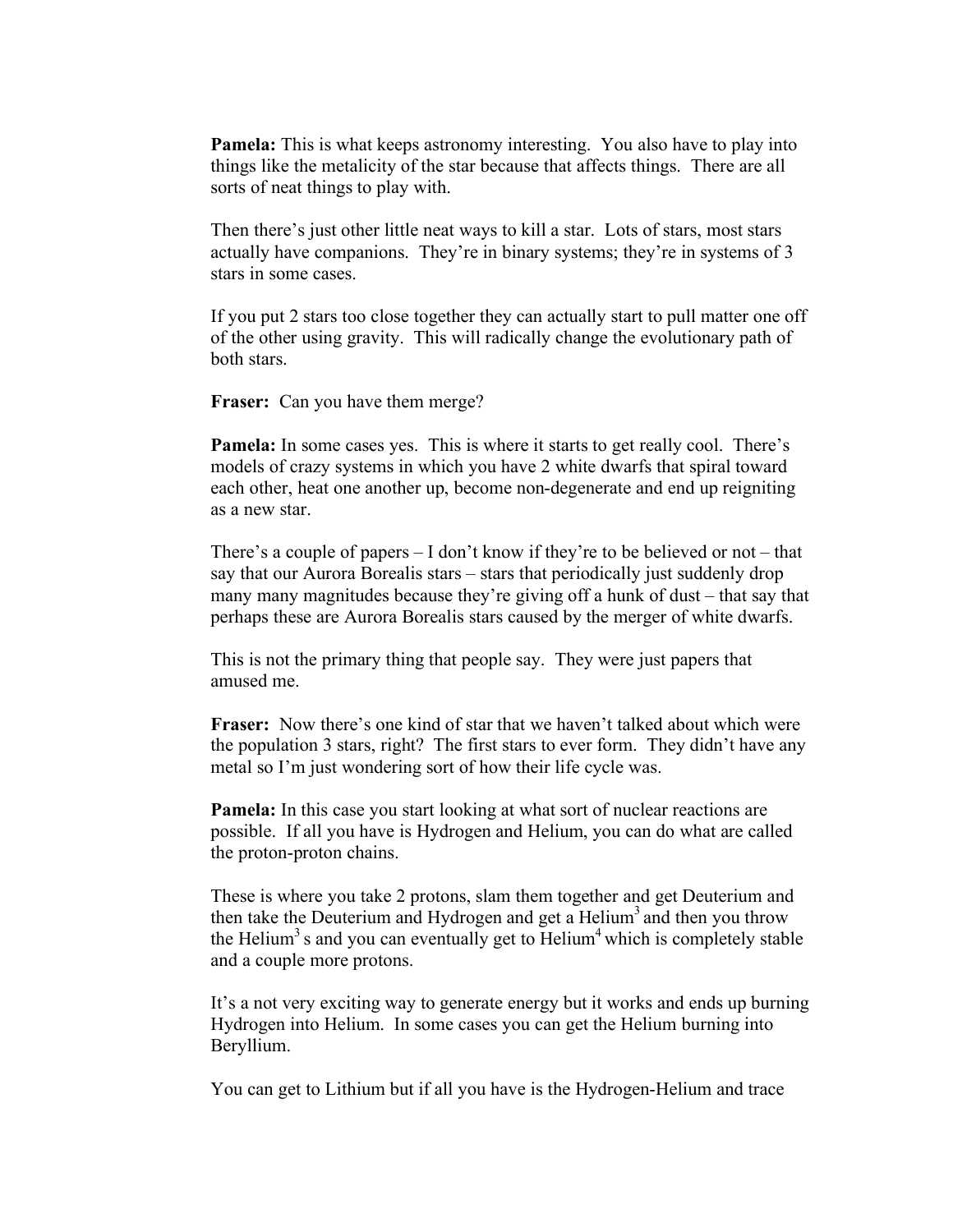**Pamela:** This is what keeps astronomy interesting. You also have to play into things like the metalicity of the star because that affects things. There are all sorts of neat things to play with.

Then there's just other little neat ways to kill a star. Lots of stars, most stars actually have companions. They're in binary systems; they're in systems of 3 stars in some cases.

If you put 2 stars too close together they can actually start to pull matter one off of the other using gravity. This will radically change the evolutionary path of both stars.

**Fraser:** Can you have them merge?

**Pamela:** In some cases yes. This is where it starts to get really cool. There's models of crazy systems in which you have 2 white dwarfs that spiral toward each other, heat one another up, become non-degenerate and end up reigniting as a new star.

There's a couple of papers – I don't know if they're to be believed or not – that say that our Aurora Borealis stars – stars that periodically just suddenly drop many many magnitudes because they're giving off a hunk of dust – that say that perhaps these are Aurora Borealis stars caused by the merger of white dwarfs.

This is not the primary thing that people say. They were just papers that amused me.

**Fraser:** Now there's one kind of star that we haven't talked about which were the population 3 stars, right? The first stars to ever form. They didn't have any metal so I'm just wondering sort of how their life cycle was.

**Pamela:** In this case you start looking at what sort of nuclear reactions are possible. If all you have is Hydrogen and Helium, you can do what are called the proton-proton chains.

These is where you take 2 protons, slam them together and get Deuterium and then take the Deuterium and Hydrogen and get a $Helium^3$ and then you throw the $Helium^3$ s and you can eventually get to $Helium^4$ which is completely stable and a couple more protons.

It's a not very exciting way to generate energy but it works and ends up burning Hydrogen into Helium. In some cases you can get the Helium burning into Beryllium.

You can get to Lithium but if all you have is the Hydrogen-Helium and trace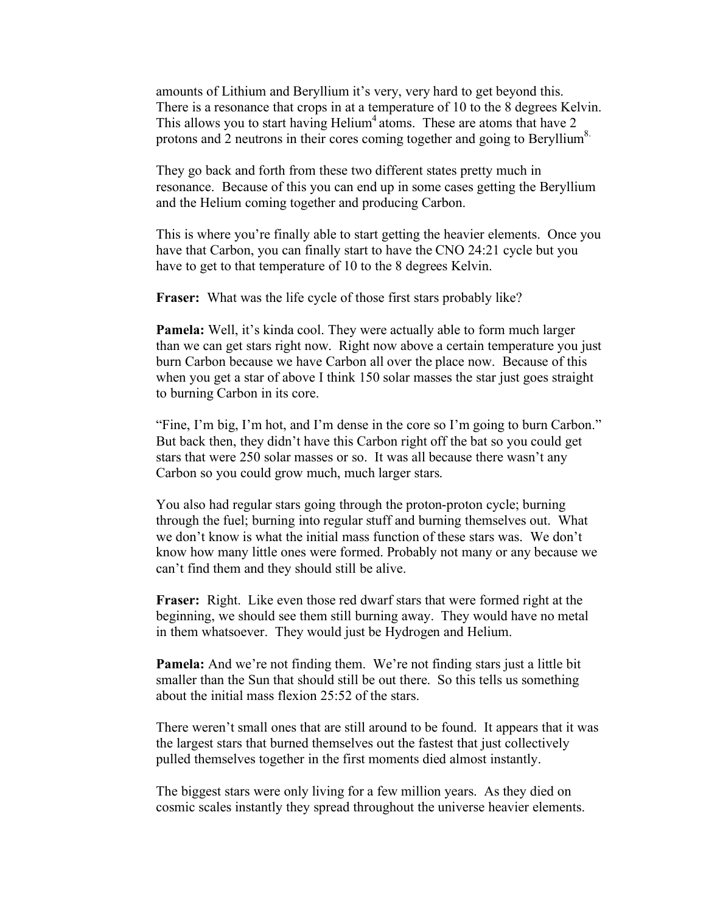amounts of Lithium and Beryllium it's very, very hard to get beyond this. There is a resonance that crops in at a temperature of 10 to the 8 degrees Kelvin. This allows you to start having $Helium^4$ atoms. These are atoms that have 2 protons and 2 neutrons in their cores coming together and going to $Beryllium^8$.

They go back and forth from these two different states pretty much in resonance. Because of this you can end up in some cases getting the Beryllium and the Helium coming together and producing Carbon.

This is where you're finally able to start getting the heavier elements. Once you have that Carbon, you can finally start to have the CNO 24:21 cycle but you have to get to that temperature of 10 to the 8 degrees Kelvin.

**Fraser:** What was the life cycle of those first stars probably like?

**Pamela:** Well, it's kinda cool. They were actually able to form much larger than we can get stars right now. Right now above a certain temperature you just burn Carbon because we have Carbon all over the place now. Because of this when you get a star of above I think 150 solar masses the star just goes straight to burning Carbon in its core.

"Fine, I'm big, I'm hot, and I'm dense in the core so I'm going to burn Carbon." But back then, they didn't have this Carbon right off the bat so you could get stars that were 250 solar masses or so. It was all because there wasn't any Carbon so you could grow much, much larger stars.

You also had regular stars going through the proton-proton cycle; burning through the fuel; burning into regular stuff and burning themselves out. What we don't know is what the initial mass function of these stars was. We don't know how many little ones were formed. Probably not many or any because we can't find them and they should still be alive.

**Fraser:** Right. Like even those red dwarf stars that were formed right at the beginning, we should see them still burning away. They would have no metal in them whatsoever. They would just be Hydrogen and Helium.

**Pamela:** And we're not finding them. We're not finding stars just a little bit smaller than the Sun that should still be out there. So this tells us something about the initial mass flexion 25:52 of the stars.

There weren't small ones that are still around to be found. It appears that it was the largest stars that burned themselves out the fastest that just collectively pulled themselves together in the first moments died almost instantly.

The biggest stars were only living for a few million years. As they died on cosmic scales instantly they spread throughout the universe heavier elements.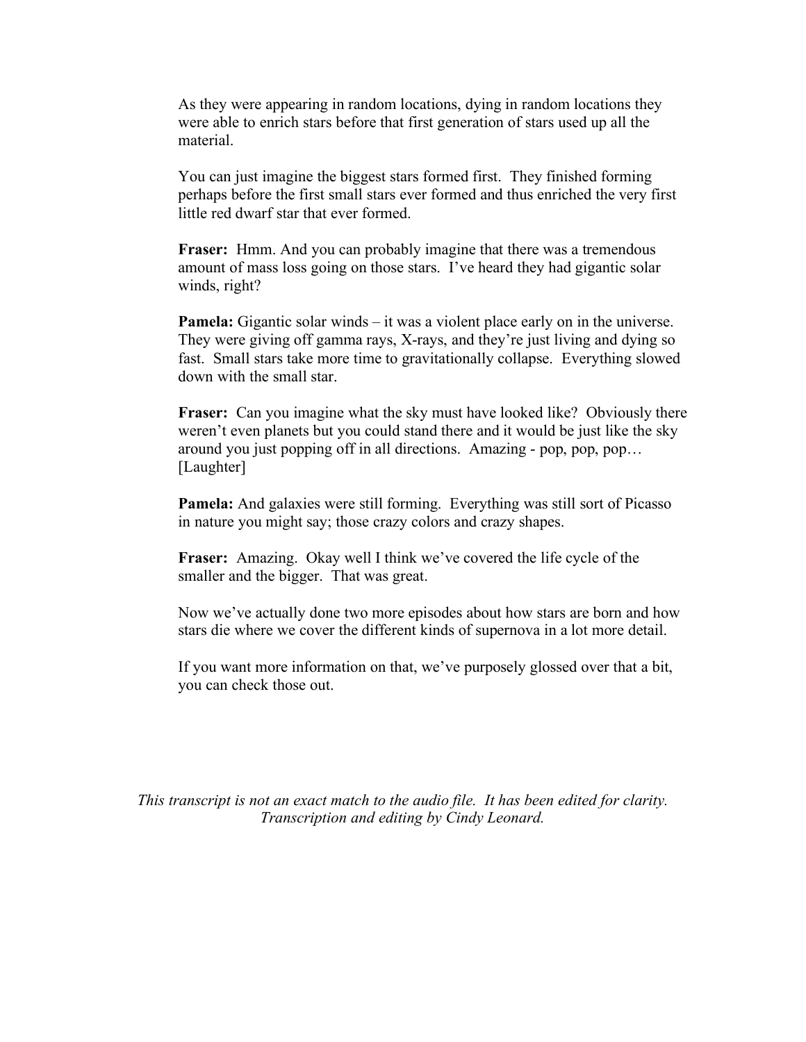As they were appearing in random locations, dying in random locations they were able to enrich stars before that first generation of stars used up all the material.

You can just imagine the biggest stars formed first. They finished forming perhaps before the first small stars ever formed and thus enriched the very first little red dwarf star that ever formed.

**Fraser:** Hmm. And you can probably imagine that there was a tremendous amount of mass loss going on those stars. I've heard they had gigantic solar winds, right?

**Pamela:** Gigantic solar winds – it was a violent place early on in the universe. They were giving off gamma rays, X-rays, and they're just living and dying so fast. Small stars take more time to gravitationally collapse. Everything slowed down with the small star.

**Fraser:** Can you imagine what the sky must have looked like? Obviously there weren't even planets but you could stand there and it would be just like the sky around you just popping off in all directions. Amazing - pop, pop, pop… [Laughter]

**Pamela:** And galaxies were still forming. Everything was still sort of Picasso in nature you might say; those crazy colors and crazy shapes.

**Fraser:** Amazing. Okay well I think we've covered the life cycle of the smaller and the bigger. That was great.

Now we've actually done two more episodes about how stars are born and how stars die where we cover the different kinds of supernova in a lot more detail.

If you want more information on that, we've purposely glossed over that a bit, you can check those out.

*This transcript is not an exact match to the audio file. It has been edited for clarity. Transcription and editing by Cindy Leonard.*